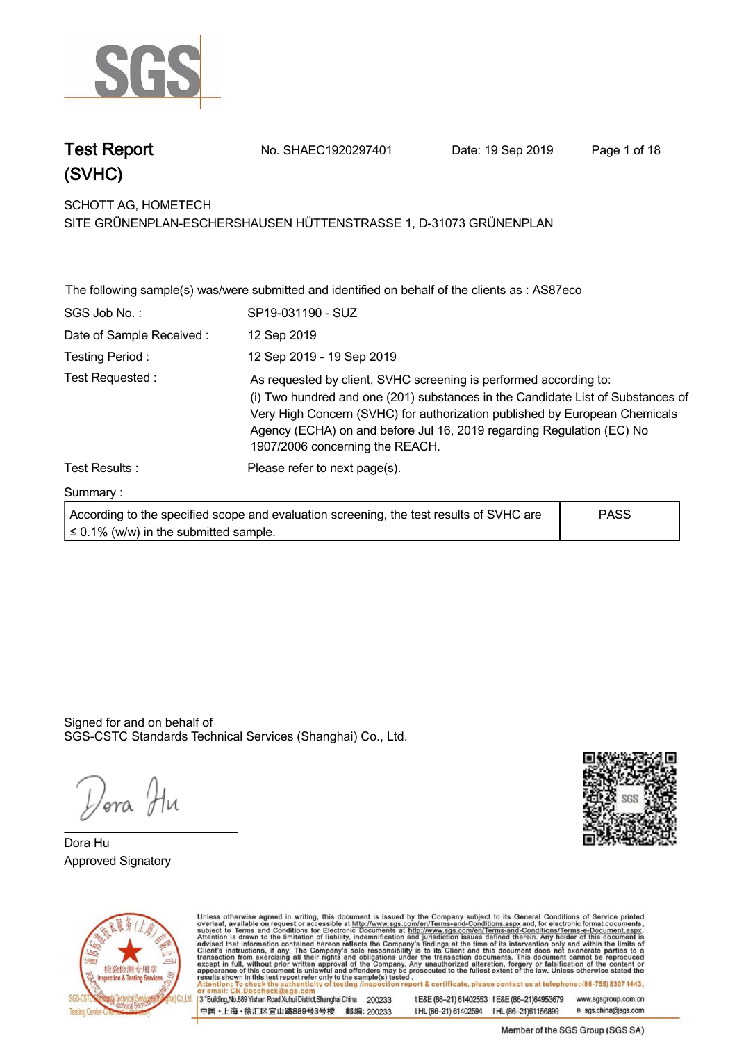# Test Report (SVHC)

No. SHAEC1920297401 Date: 19 Sep 2019

SCHOTT AG, HOMETECH
SITE GRÜNENPLAN-ESCHERSHAUSEN HÜTTENSTRASSE 1, D-31073 GRÜNENPLAN

The following sample(s) was/were submitted and identified on behalf of the clients as : AS87eco

| | |
|---|---|
| SGS Job No. : | SP19-031190 - SUZ |
| Date of Sample Received : | 12 Sep 2019 |
| Testing Period : | 12 Sep 2019 - 19 Sep 2019 |
| Test Requested : | As requested by client, SVHC screening is performed according to: (i) Two hundred and one (201) substances in the Candidate List of Substances of Very High Concern (SVHC) for authorization published by European Chemicals Agency (ECHA) on and before Jul 16, 2019 regarding Regulation (EC) No 1907/2006 concerning the REACH. |
| Test Results : | Please refer to next page(s). |

Summary :

| | |
|---|---|
| According to the specified scope and evaluation screening, the test results of SVHC are ≤ 0.1% (w/w) in the submitted sample. | PASS |

Signed for and on behalf of
SGS-CSTC Standards Technical Services (Shanghai) Co., Ltd.

Dora Hu
Approved Signatory

Unless otherwise agreed in writing, this document is issued by the Company subject to its General Conditions of Service printed overleaf, available on request or accessible at http://www.sgs.com/en/Terms-and-Conditions.aspx and, for electronic format documents, subject to Terms and Conditions for Electronic Documents at http://www.sgs.com/en/Terms-and-Conditions/Terms-e-Document.aspx. Attention is drawn to the limitation of liability, indemnification and jurisdiction issues defined therein. Any holder of this document is advised that information contained hereon reflects the Company's findings at the time of its intervention only and within the limits of Client's instructions, if any. The Company's sole responsibility is to its Client and this document does not exonerate parties to a transaction from exercising all their rights and obligations under the transaction documents. This document cannot be reproduced except in full, without prior written approval of the Company. Any unauthorized alteration, forgery or falsification of the content or appearance of this document is unlawful and offenders may be prosecuted to the fullest extent of the law. Unless otherwise stated the results shown in this test report refer only to the sample(s) tested.
Attention: To check the authenticity of testing /inspection report & certificate, please contact us at telephone: (86-755) 8307 1443, or email: CN.Doccheck@sgs.com

3rd Building,No.889 Yishan Road Xuhui District,Shanghai China 200233 t E&E (86–21) 61402553 f E&E (86–21)64953679 www.sgsgroup.com.cn
中国・上海・徐汇区宜山路889号3号楼 邮编: 200233 t HL (86–21) 61402594 f HL (86–21)61156899 e sgs.china@sgs.com

Member of the SGS Group (SGS SA)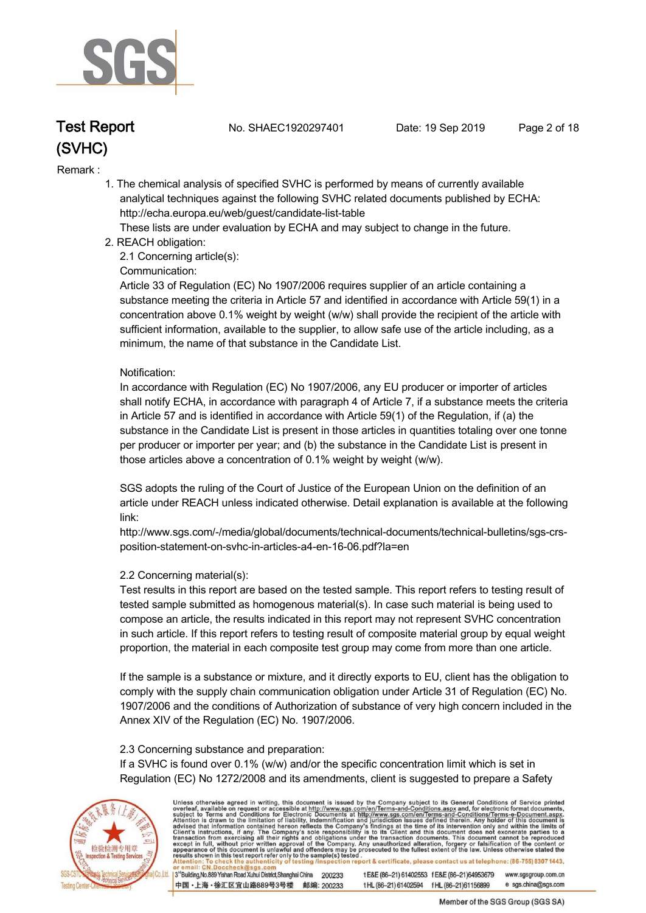Remark :

1. The chemical analysis of specified SVHC is performed by means of currently available analytical techniques against the following SVHC related documents published by ECHA: http://echa.europa.eu/web/guest/candidate-list-table
   These lists are under evaluation by ECHA and may subject to change in the future.
2. REACH obligation:
   2.1 Concerning article(s):
   Communication:
   Article 33 of Regulation (EC) No 1907/2006 requires supplier of an article containing a substance meeting the criteria in Article 57 and identified in accordance with Article 59(1) in a concentration above 0.1% weight by weight (w/w) shall provide the recipient of the article with sufficient information, available to the supplier, to allow safe use of the article including, as a minimum, the name of that substance in the Candidate List.

   Notification:
   In accordance with Regulation (EC) No 1907/2006, any EU producer or importer of articles shall notify ECHA, in accordance with paragraph 4 of Article 7, if a substance meets the criteria in Article 57 and is identified in accordance with Article 59(1) of the Regulation, if (a) the substance in the Candidate List is present in those articles in quantities totaling over one tonne per producer or importer per year; and (b) the substance in the Candidate List is present in those articles above a concentration of 0.1% weight by weight (w/w).

   SGS adopts the ruling of the Court of Justice of the European Union on the definition of an article under REACH unless indicated otherwise. Detail explanation is available at the following link:
   http://www.sgs.com/-/media/global/documents/technical-documents/technical-bulletins/sgs-crs-position-statement-on-svhc-in-articles-a4-en-16-06.pdf?la=en

   2.2 Concerning material(s):
   Test results in this report are based on the tested sample. This report refers to testing result of tested sample submitted as homogenous material(s). In case such material is being used to compose an article, the results indicated in this report may not represent SVHC concentration in such article. If this report refers to testing result of composite material group by equal weight proportion, the material in each composite test group may come from more than one article.

   If the sample is a substance or mixture, and it directly exports to EU, client has the obligation to comply with the supply chain communication obligation under Article 31 of Regulation (EC) No. 1907/2006 and the conditions of Authorization of substance of very high concern included in the Annex XIV of the Regulation (EC) No. 1907/2006.

   2.3 Concerning substance and preparation:
   If a SVHC is found over 0.1% (w/w) and/or the specific concentration limit which is set in Regulation (EC) No 1272/2008 and its amendments, client is suggested to prepare a Safety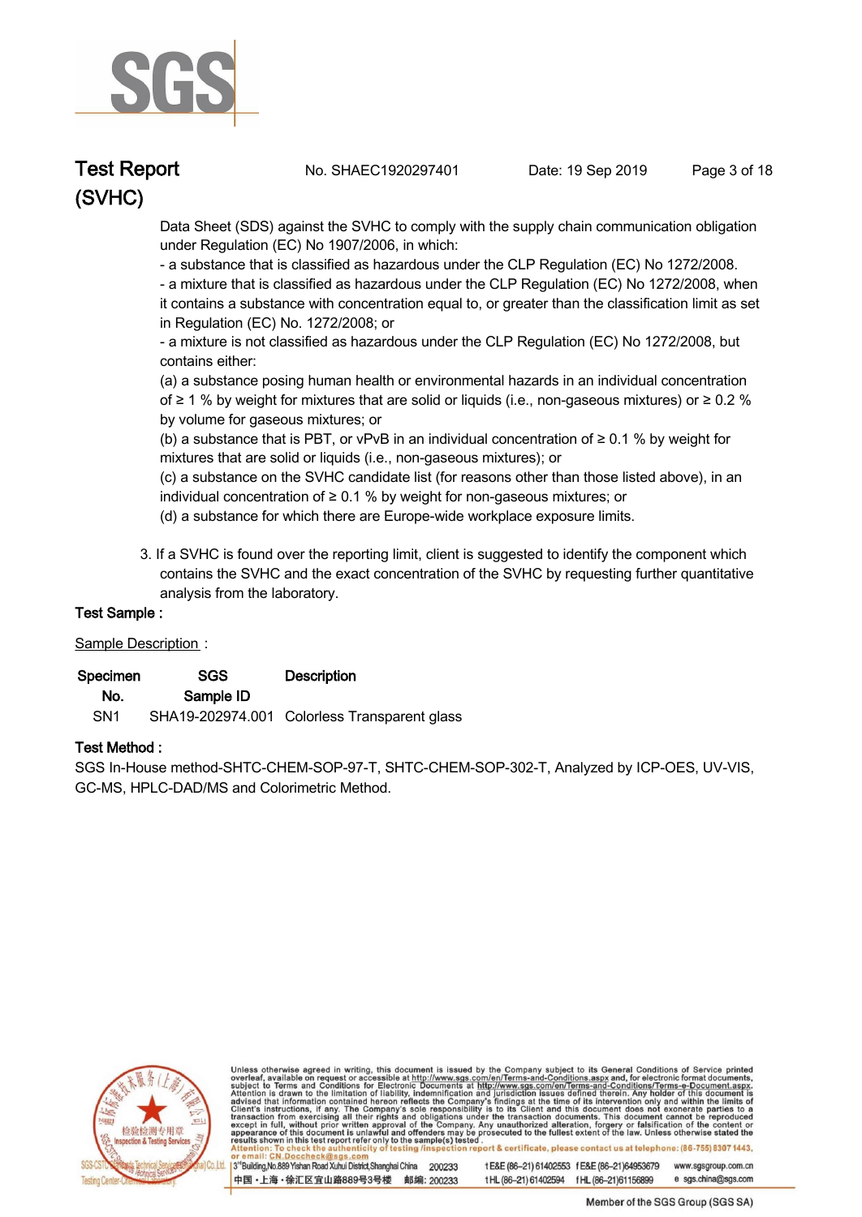Data Sheet (SDS) against the SVHC to comply with the supply chain communication obligation under Regulation (EC) No 1907/2006, in which:

- a substance that is classified as hazardous under the CLP Regulation (EC) No 1272/2008.
- a mixture that is classified as hazardous under the CLP Regulation (EC) No 1272/2008, when it contains a substance with concentration equal to, or greater than the classification limit as set in Regulation (EC) No. 1272/2008; or
- a mixture is not classified as hazardous under the CLP Regulation (EC) No 1272/2008, but contains either:

(a) a substance posing human health or environmental hazards in an individual concentration of ≥ 1 % by weight for mixtures that are solid or liquids (i.e., non-gaseous mixtures) or ≥ 0.2 % by volume for gaseous mixtures; or

(b) a substance that is PBT, or vPvB in an individual concentration of ≥ 0.1 % by weight for mixtures that are solid or liquids (i.e., non-gaseous mixtures); or

(c) a substance on the SVHC candidate list (for reasons other than those listed above), in an individual concentration of ≥ 0.1 % by weight for non-gaseous mixtures; or

(d) a substance for which there are Europe-wide workplace exposure limits.

3. If a SVHC is found over the reporting limit, client is suggested to identify the component which contains the SVHC and the exact concentration of the SVHC by requesting further quantitative analysis from the laboratory.

## Test Sample :

Sample Description :

| Specimen No. | SGS Sample ID | Description |
|---|---|---|
| SN1 | SHA19-202974.001 | Colorless Transparent glass |

## Test Method :

SGS In-House method-SHTC-CHEM-SOP-97-T, SHTC-CHEM-SOP-302-T, Analyzed by ICP-OES, UV-VIS, GC-MS, HPLC-DAD/MS and Colorimetric Method.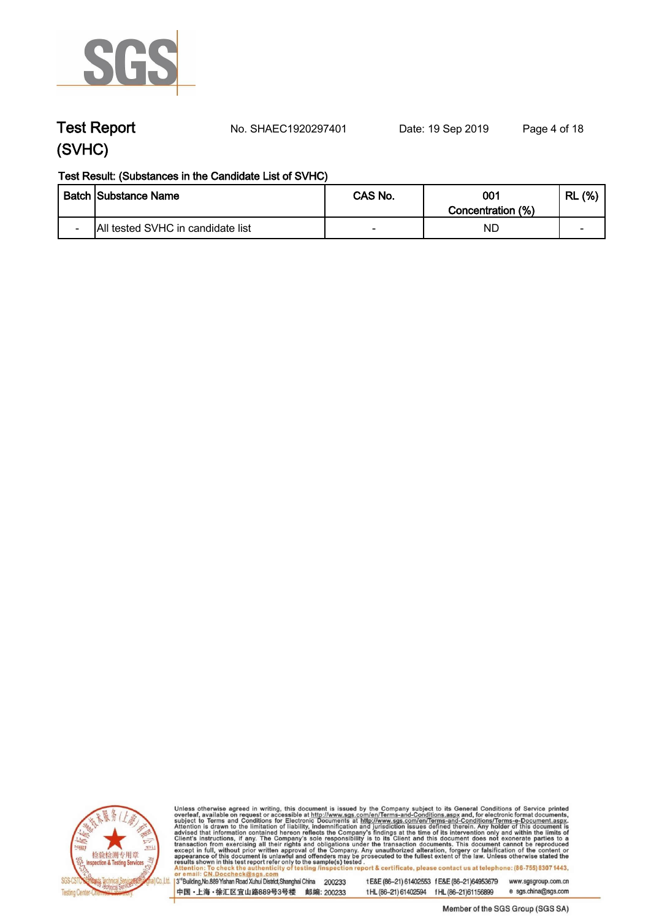# Test Report (SVHC)

No. SHAEC1920297401 Date: 19 Sep 2019

Test Result: (Substances in the Candidate List of SVHC)

| Batch | Substance Name | CAS No. | 001 Concentration (%) | RL (%) |
|---|---|---|---|---|
| - | All tested SVHC in candidate list | - | ND | - |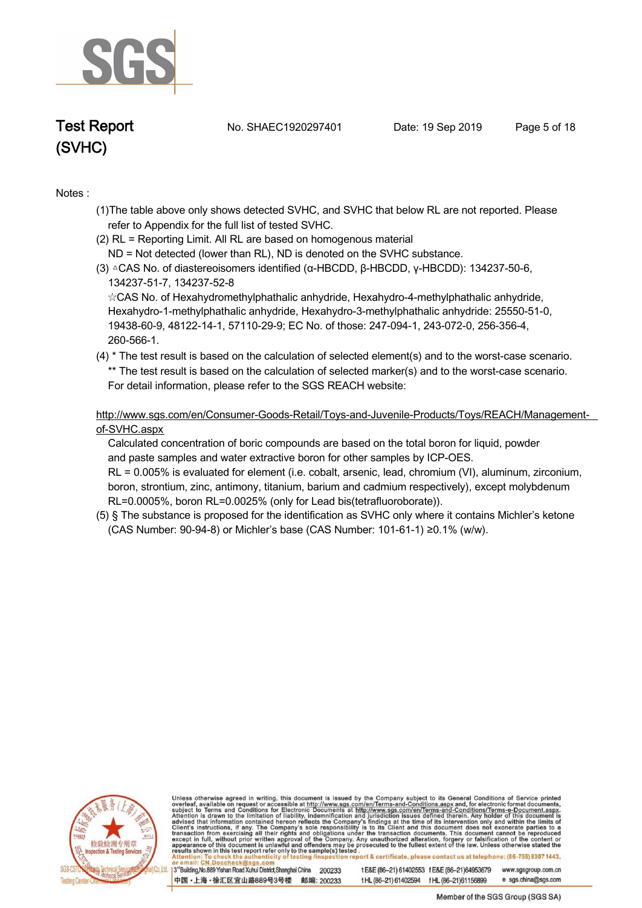Notes :

(1)The table above only shows detected SVHC, and SVHC that below RL are not reported. Please refer to Appendix for the full list of tested SVHC.

(2) RL = Reporting Limit. All RL are based on homogenous material
ND = Not detected (lower than RL), ND is denoted on the SVHC substance.

(3) ▵CAS No. of diastereoisomers identified (α-HBCDD, β-HBCDD, γ-HBCDD): 134237-50-6, 134237-51-7, 134237-52-8
☆CAS No. of Hexahydromethylphathalic anhydride, Hexahydro-4-methylphathalic anhydride, Hexahydro-1-methylphathalic anhydride, Hexahydro-3-methylphathalic anhydride: 25550-51-0, 19438-60-9, 48122-14-1, 57110-29-9; EC No. of those: 247-094-1, 243-072-0, 256-356-4, 260-566-1.

(4) * The test result is based on the calculation of selected element(s) and to the worst-case scenario.
** The test result is based on the calculation of selected marker(s) and to the worst-case scenario.
For detail information, please refer to the SGS REACH website:

http://www.sgs.com/en/Consumer-Goods-Retail/Toys-and-Juvenile-Products/Toys/REACH/Management-of-SVHC.aspx

Calculated concentration of boric compounds are based on the total boron for liquid, powder and paste samples and water extractive boron for other samples by ICP-OES.
RL = 0.005% is evaluated for element (i.e. cobalt, arsenic, lead, chromium (VI), aluminum, zirconium, boron, strontium, zinc, antimony, titanium, barium and cadmium respectively), except molybdenum RL=0.0005%, boron RL=0.0025% (only for Lead bis(tetrafluoroborate)).

(5) § The substance is proposed for the identification as SVHC only where it contains Michler's ketone (CAS Number: 90-94-8) or Michler's base (CAS Number: 101-61-1) ≥0.1% (w/w).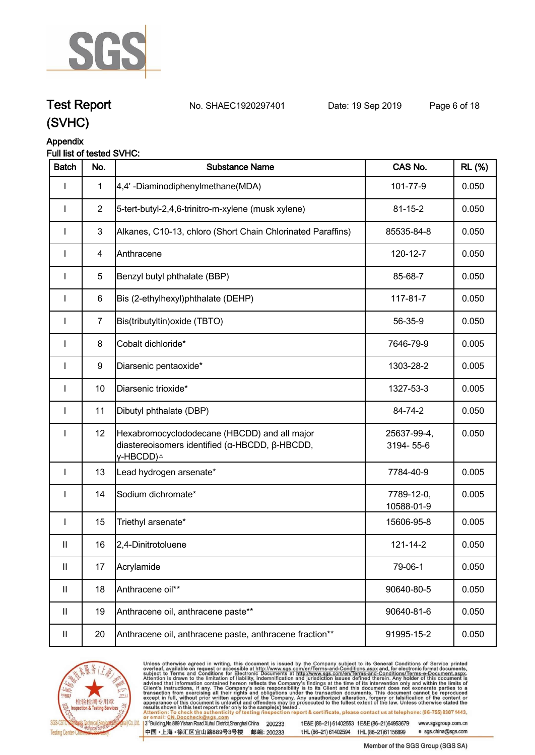# Test Report (SVHC)

No. SHAEC1920297401 Date: 19 Sep 2019

## Appendix

Full list of tested SVHC:

| Batch | No. | Substance Name | CAS No. | RL (%) |
|---|---|---|---|---|
| I | 1 | 4,4' -Diaminodiphenylmethane(MDA) | 101-77-9 | 0.050 |
| I | 2 | 5-tert-butyl-2,4,6-trinitro-m-xylene (musk xylene) | 81-15-2 | 0.050 |
| I | 3 | Alkanes, C10-13, chloro (Short Chain Chlorinated Paraffins) | 85535-84-8 | 0.050 |
| I | 4 | Anthracene | 120-12-7 | 0.050 |
| I | 5 | Benzyl butyl phthalate (BBP) | 85-68-7 | 0.050 |
| I | 6 | Bis (2-ethylhexyl)phthalate (DEHP) | 117-81-7 | 0.050 |
| I | 7 | Bis(tributyltin)oxide (TBTO) | 56-35-9 | 0.050 |
| I | 8 | Cobalt dichloride* | 7646-79-9 | 0.005 |
| I | 9 | Diarsenic pentaoxide* | 1303-28-2 | 0.005 |
| I | 10 | Diarsenic trioxide* | 1327-53-3 | 0.005 |
| I | 11 | Dibutyl phthalate (DBP) | 84-74-2 | 0.050 |
| I | 12 | Hexabromocyclododecane (HBCDD) and all major diastereoisomers identified (α-HBCDD, β-HBCDD, γ-HBCDD)△ | 25637-99-4, 3194- 55-6 | 0.050 |
| I | 13 | Lead hydrogen arsenate* | 7784-40-9 | 0.005 |
| I | 14 | Sodium dichromate* | 7789-12-0, 10588-01-9 | 0.005 |
| I | 15 | Triethyl arsenate* | 15606-95-8 | 0.005 |
| II | 16 | 2,4-Dinitrotoluene | 121-14-2 | 0.050 |
| II | 17 | Acrylamide | 79-06-1 | 0.050 |
| II | 18 | Anthracene oil** | 90640-80-5 | 0.050 |
| II | 19 | Anthracene oil, anthracene paste** | 90640-81-6 | 0.050 |
| II | 20 | Anthracene oil, anthracene paste, anthracene fraction** | 91995-15-2 | 0.050 |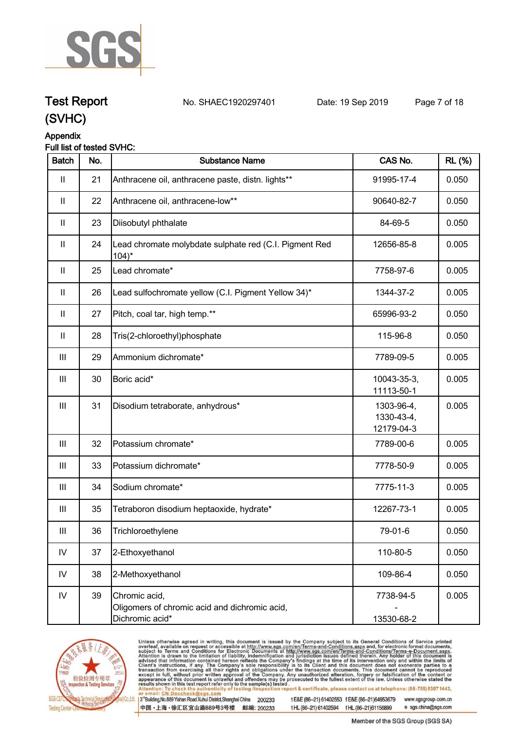# Test Report (SVHC)

No. SHAEC1920297401 Date: 19 Sep 2019

## Appendix

Full list of tested SVHC:

| Batch | No. | Substance Name | CAS No. | RL (%) |
|---|---|---|---|---|
| II | 21 | Anthracene oil, anthracene paste, distn. lights** | 91995-17-4 | 0.050 |
| II | 22 | Anthracene oil, anthracene-low** | 90640-82-7 | 0.050 |
| II | 23 | Diisobutyl phthalate | 84-69-5 | 0.050 |
| II | 24 | Lead chromate molybdate sulphate red (C.I. Pigment Red 104)* | 12656-85-8 | 0.005 |
| II | 25 | Lead chromate* | 7758-97-6 | 0.005 |
| II | 26 | Lead sulfochromate yellow (C.I. Pigment Yellow 34)* | 1344-37-2 | 0.005 |
| II | 27 | Pitch, coal tar, high temp.** | 65996-93-2 | 0.050 |
| II | 28 | Tris(2-chloroethyl)phosphate | 115-96-8 | 0.050 |
| III | 29 | Ammonium dichromate* | 7789-09-5 | 0.005 |
| III | 30 | Boric acid* | 10043-35-3, 11113-50-1 | 0.005 |
| III | 31 | Disodium tetraborate, anhydrous* | 1303-96-4, 1330-43-4, 12179-04-3 | 0.005 |
| III | 32 | Potassium chromate* | 7789-00-6 | 0.005 |
| III | 33 | Potassium dichromate* | 7778-50-9 | 0.005 |
| III | 34 | Sodium chromate* | 7775-11-3 | 0.005 |
| III | 35 | Tetraboron disodium heptaoxide, hydrate* | 12267-73-1 | 0.005 |
| III | 36 | Trichloroethylene | 79-01-6 | 0.050 |
| IV | 37 | 2-Ethoxyethanol | 110-80-5 | 0.050 |
| IV | 38 | 2-Methoxyethanol | 109-86-4 | 0.050 |
| IV | 39 | Chromic acid, Oligomers of chromic acid and dichromic acid, Dichromic acid* | 7738-94-5 - 13530-68-2 | 0.005 |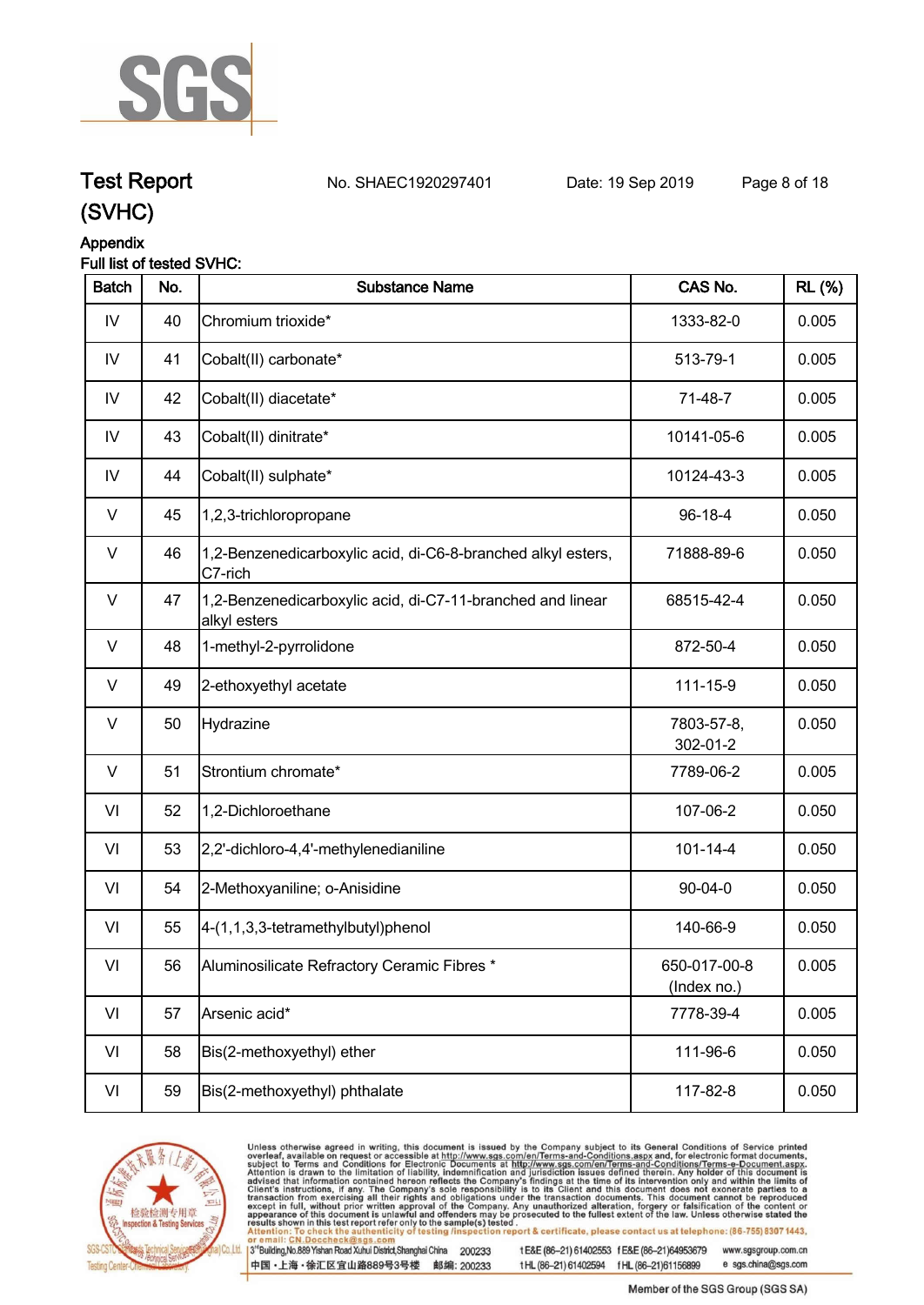# Test Report (SVHC)

No. SHAEC1920297401 Date: 19 Sep 2019

## Appendix

Full list of tested SVHC:

| Batch | No. | Substance Name | CAS No. | RL (%) |
|---|---|---|---|---|
| IV | 40 | Chromium trioxide* | 1333-82-0 | 0.005 |
| IV | 41 | Cobalt(II) carbonate* | 513-79-1 | 0.005 |
| IV | 42 | Cobalt(II) diacetate* | 71-48-7 | 0.005 |
| IV | 43 | Cobalt(II) dinitrate* | 10141-05-6 | 0.005 |
| IV | 44 | Cobalt(II) sulphate* | 10124-43-3 | 0.005 |
| V | 45 | 1,2,3-trichloropropane | 96-18-4 | 0.050 |
| V | 46 | 1,2-Benzenedicarboxylic acid, di-C6-8-branched alkyl esters, C7-rich | 71888-89-6 | 0.050 |
| V | 47 | 1,2-Benzenedicarboxylic acid, di-C7-11-branched and linear alkyl esters | 68515-42-4 | 0.050 |
| V | 48 | 1-methyl-2-pyrrolidone | 872-50-4 | 0.050 |
| V | 49 | 2-ethoxyethyl acetate | 111-15-9 | 0.050 |
| V | 50 | Hydrazine | 7803-57-8, 302-01-2 | 0.050 |
| V | 51 | Strontium chromate* | 7789-06-2 | 0.005 |
| VI | 52 | 1,2-Dichloroethane | 107-06-2 | 0.050 |
| VI | 53 | 2,2'-dichloro-4,4'-methylenedianiline | 101-14-4 | 0.050 |
| VI | 54 | 2-Methoxyaniline; o-Anisidine | 90-04-0 | 0.050 |
| VI | 55 | 4-(1,1,3,3-tetramethylbutyl)phenol | 140-66-9 | 0.050 |
| VI | 56 | Aluminosilicate Refractory Ceramic Fibres * | 650-017-00-8 (Index no.) | 0.005 |
| VI | 57 | Arsenic acid* | 7778-39-4 | 0.005 |
| VI | 58 | Bis(2-methoxyethyl) ether | 111-96-6 | 0.050 |
| VI | 59 | Bis(2-methoxyethyl) phthalate | 117-82-8 | 0.050 |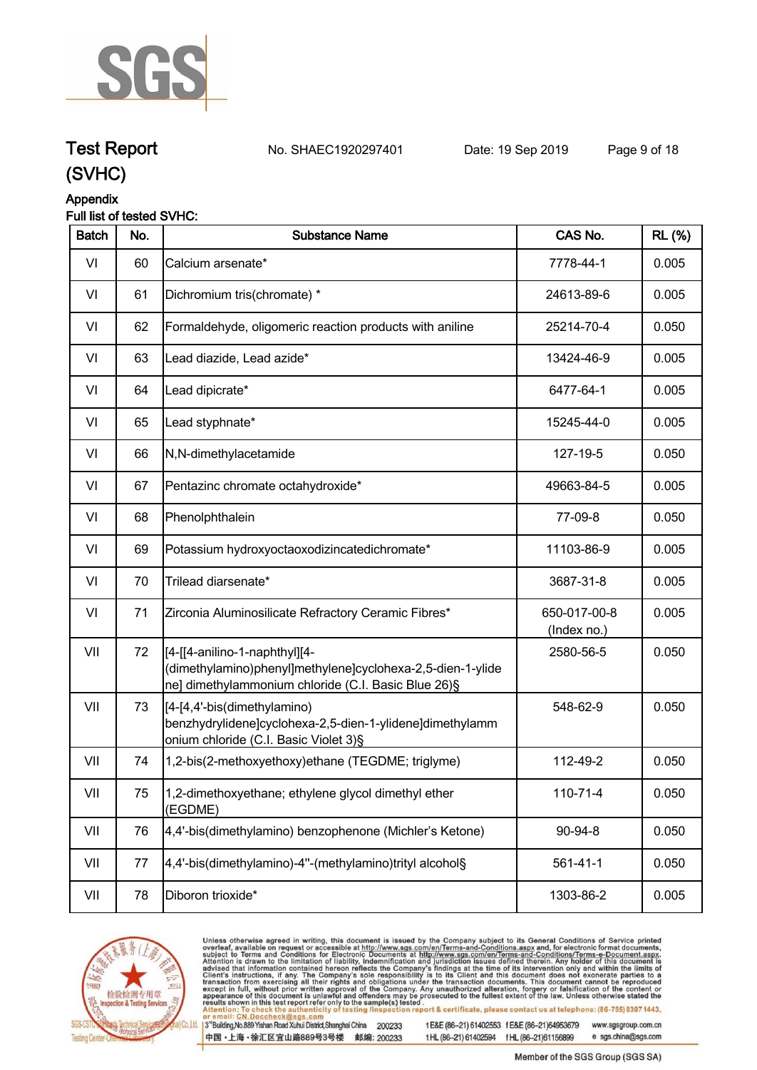# Test Report (SVHC)

No. SHAEC1920297401 Date: 19 Sep 2019

## Appendix

Full list of tested SVHC:

| Batch | No. | Substance Name | CAS No. | RL (%) |
|---|---|---|---|---|
| VI | 60 | Calcium arsenate* | 7778-44-1 | 0.005 |
| VI | 61 | Dichromium tris(chromate) * | 24613-89-6 | 0.005 |
| VI | 62 | Formaldehyde, oligomeric reaction products with aniline | 25214-70-4 | 0.050 |
| VI | 63 | Lead diazide, Lead azide* | 13424-46-9 | 0.005 |
| VI | 64 | Lead dipicrate* | 6477-64-1 | 0.005 |
| VI | 65 | Lead styphnate* | 15245-44-0 | 0.005 |
| VI | 66 | N,N-dimethylacetamide | 127-19-5 | 0.050 |
| VI | 67 | Pentazinc chromate octahydroxide* | 49663-84-5 | 0.005 |
| VI | 68 | Phenolphthalein | 77-09-8 | 0.050 |
| VI | 69 | Potassium hydroxyoctaoxodizincatedichromate* | 11103-86-9 | 0.005 |
| VI | 70 | Trilead diarsenate* | 3687-31-8 | 0.005 |
| VI | 71 | Zirconia Aluminosilicate Refractory Ceramic Fibres* | 650-017-00-8 (Index no.) | 0.005 |
| VII | 72 | [4-[[4-anilino-1-naphthyl][4-(dimethylamino)phenyl]methylene]cyclohexa-2,5-dien-1-ylidene] dimethylammonium chloride (C.I. Basic Blue 26)§ | 2580-56-5 | 0.050 |
| VII | 73 | [4-[4,4'-bis(dimethylamino) benzhydrylidene]cyclohexa-2,5-dien-1-ylidene]dimethylammonium chloride (C.I. Basic Violet 3)§ | 548-62-9 | 0.050 |
| VII | 74 | 1,2-bis(2-methoxyethoxy)ethane (TEGDME; triglyme) | 112-49-2 | 0.050 |
| VII | 75 | 1,2-dimethoxyethane; ethylene glycol dimethyl ether (EGDME) | 110-71-4 | 0.050 |
| VII | 76 | 4,4'-bis(dimethylamino) benzophenone (Michler's Ketone) | 90-94-8 | 0.050 |
| VII | 77 | 4,4'-bis(dimethylamino)-4''-(methylamino)trityl alcohol§ | 561-41-1 | 0.050 |
| VII | 78 | Diboron trioxide* | 1303-86-2 | 0.005 |

Unless otherwise agreed in writing, this document is issued by the Company subject to its General Conditions of Service printed overleaf, available on request or accessible at http://www.sgs.com/en/Terms-and-Conditions.aspx and, for electronic format documents, subject to Terms and Conditions for Electronic Documents at http://www.sgs.com/en/Terms-and-Conditions/Terms-e-Document.aspx. Attention is drawn to the limitation of liability, indemnification and jurisdiction issues defined therein. Any holder of this document is advised that information contained hereon reflects the Company's findings at the time of its intervention only and within the limits of Client's instructions, if any. The Company's sole responsibility is to its Client and this document does not exonerate parties to a transaction from exercising all their rights and obligations under the transaction documents. This document cannot be reproduced except in full, without prior written approval of the Company. Any unauthorized alteration, forgery or falsification of the content or appearance of this document is unlawful and offenders may be prosecuted to the fullest extent of the law. Unless otherwise stated the results shown in this test report refer only to the sample(s) tested.

Attention: To check the authenticity of testing /inspection report & certificate, please contact us at telephone: (86-755) 8307 1443, or email: CN.Doccheck@sgs.com

3rd Building,No.889 Yishan Road Xuhui District,Shanghai China 200233 t E&E (86–21) 61402553 f E&E (86–21)64953679 www.sgsgroup.com.cn

中国・上海・徐汇区宜山路889号3号楼 邮编: 200233 t HL (86–21) 61402594 f HL (86–21)61156899 e sgs.china@sgs.com

Member of the SGS Group (SGS SA)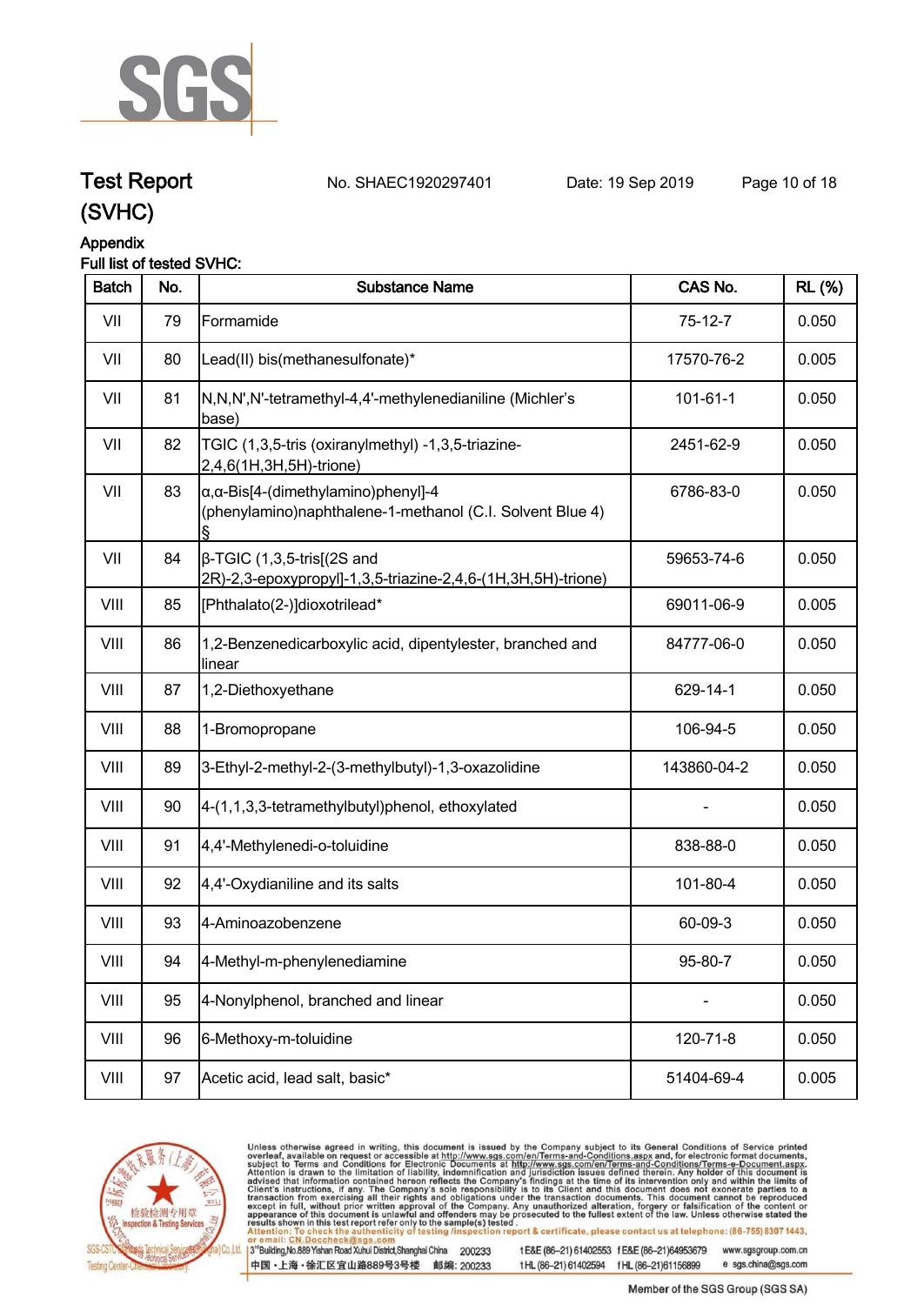# Test Report (SVHC)

No. SHAEC1920297401 Date: 19 Sep 2019

## Appendix

Full list of tested SVHC:

| Batch | No. | Substance Name | CAS No. | RL (%) |
|---|---|---|---|---|
| VII | 79 | Formamide | 75-12-7 | 0.050 |
| VII | 80 | Lead(II) bis(methanesulfonate)* | 17570-76-2 | 0.005 |
| VII | 81 | N,N,N',N'-tetramethyl-4,4'-methylenedianiline (Michler's base) | 101-61-1 | 0.050 |
| VII | 82 | TGIC (1,3,5-tris (oxiranylmethyl) -1,3,5-triazine-2,4,6(1H,3H,5H)-trione) | 2451-62-9 | 0.050 |
| VII | 83 | α,α-Bis[4-(dimethylamino)phenyl]-4 (phenylamino)naphthalene-1-methanol (C.I. Solvent Blue 4) § | 6786-83-0 | 0.050 |
| VII | 84 | β-TGIC (1,3,5-tris[(2S and 2R)-2,3-epoxypropyl]-1,3,5-triazine-2,4,6-(1H,3H,5H)-trione) | 59653-74-6 | 0.050 |
| VIII | 85 | [Phthalato(2-)]dioxotrilead* | 69011-06-9 | 0.005 |
| VIII | 86 | 1,2-Benzenedicarboxylic acid, dipentylester, branched and linear | 84777-06-0 | 0.050 |
| VIII | 87 | 1,2-Diethoxyethane | 629-14-1 | 0.050 |
| VIII | 88 | 1-Bromopropane | 106-94-5 | 0.050 |
| VIII | 89 | 3-Ethyl-2-methyl-2-(3-methylbutyl)-1,3-oxazolidine | 143860-04-2 | 0.050 |
| VIII | 90 | 4-(1,1,3,3-tetramethylbutyl)phenol, ethoxylated | - | 0.050 |
| VIII | 91 | 4,4'-Methylenedi-o-toluidine | 838-88-0 | 0.050 |
| VIII | 92 | 4,4'-Oxydianiline and its salts | 101-80-4 | 0.050 |
| VIII | 93 | 4-Aminoazobenzene | 60-09-3 | 0.050 |
| VIII | 94 | 4-Methyl-m-phenylenediamine | 95-80-7 | 0.050 |
| VIII | 95 | 4-Nonylphenol, branched and linear | - | 0.050 |
| VIII | 96 | 6-Methoxy-m-toluidine | 120-71-8 | 0.050 |
| VIII | 97 | Acetic acid, lead salt, basic* | 51404-69-4 | 0.005 |

Unless otherwise agreed in writing, this document is issued by the Company subject to its General Conditions of Service printed overleaf, available on request or accessible at http://www.sgs.com/en/Terms-and-Conditions.aspx and, for electronic format documents, subject to Terms and Conditions for Electronic Documents at http://www.sgs.com/en/Terms-and-Conditions/Terms-e-Document.aspx. Attention is drawn to the limitation of liability, indemnification and jurisdiction issues defined therein. Any holder of this document is advised that information contained hereon reflects the Company's findings at the time of its intervention only and within the limits of Client's instructions, if any. The Company's sole responsibility is to its Client and this document does not exonerate parties to a transaction from exercising all their rights and obligations under the transaction documents. This document cannot be reproduced except in full, without prior written approval of the Company. Any unauthorized alteration, forgery or falsification of the content or appearance of this document is unlawful and offenders may be prosecuted to the fullest extent of the law. Unless otherwise stated the results shown in this test report refer only to the sample(s) tested.
Attention: To check the authenticity of testing /inspection report & certificate, please contact us at telephone: (86-755) 8307 1443, or email: CN.Doccheck@sgs.com

3rd Building,No.889 Yishan Road Xuhui District,Shanghai China 200233 t E&E (86-21) 61402553 f E&E (86-21)64953679 www.sgsgroup.com.cn
中国・上海・徐汇区宜山路889号3号楼 邮编: 200233 t HL (86-21) 61402594 f HL (86-21)61156899 e sgs.china@sgs.com

Member of the SGS Group (SGS SA)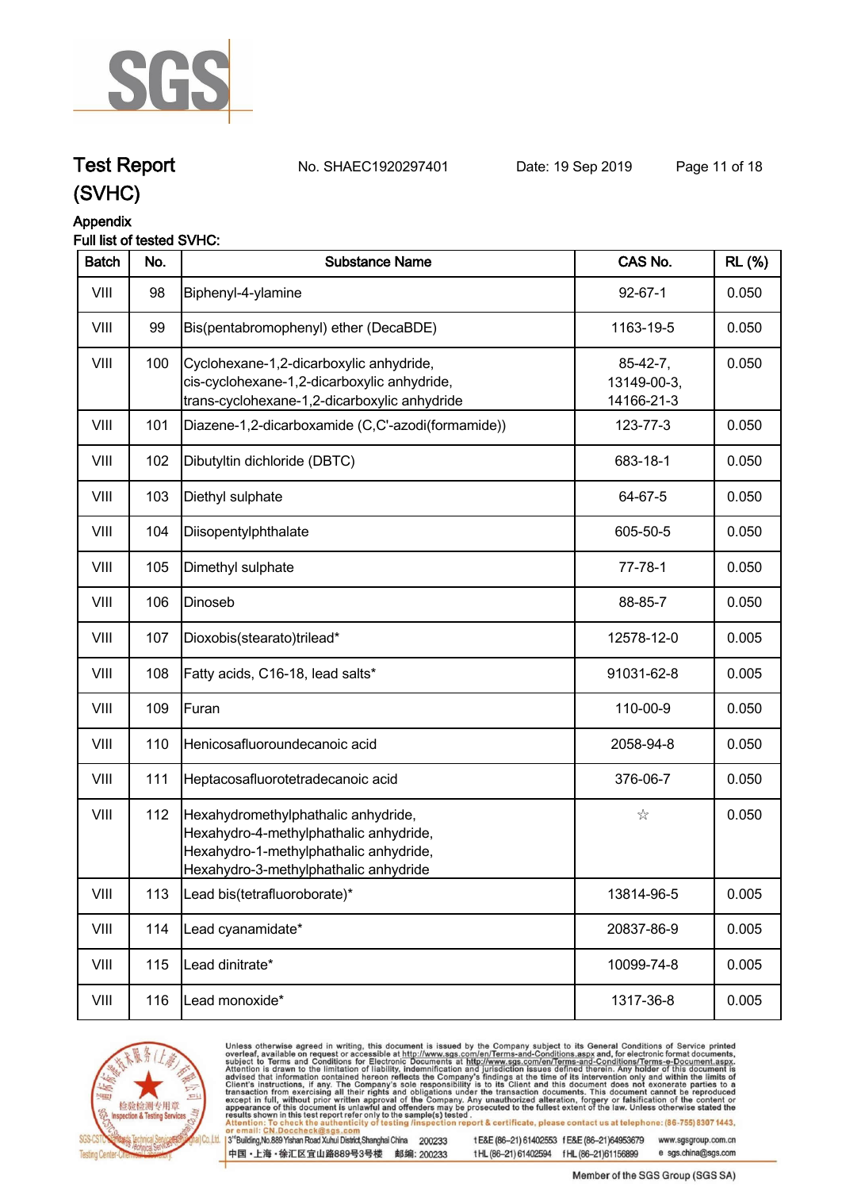# Test Report (SVHC)

No. SHAEC1920297401 Date: 19 Sep 2019

Appendix

Full list of tested SVHC:

| Batch | No. | Substance Name | CAS No. | RL (%) |
|---|---|---|---|---|
| VIII | 98 | Biphenyl-4-ylamine | 92-67-1 | 0.050 |
| VIII | 99 | Bis(pentabromophenyl) ether (DecaBDE) | 1163-19-5 | 0.050 |
| VIII | 100 | Cyclohexane-1,2-dicarboxylic anhydride, cis-cyclohexane-1,2-dicarboxylic anhydride, trans-cyclohexane-1,2-dicarboxylic anhydride | 85-42-7, 13149-00-3, 14166-21-3 | 0.050 |
| VIII | 101 | Diazene-1,2-dicarboxamide (C,C'-azodi(formamide)) | 123-77-3 | 0.050 |
| VIII | 102 | Dibutyltin dichloride (DBTC) | 683-18-1 | 0.050 |
| VIII | 103 | Diethyl sulphate | 64-67-5 | 0.050 |
| VIII | 104 | Diisopentylphthalate | 605-50-5 | 0.050 |
| VIII | 105 | Dimethyl sulphate | 77-78-1 | 0.050 |
| VIII | 106 | Dinoseb | 88-85-7 | 0.050 |
| VIII | 107 | Dioxobis(stearato)trilead* | 12578-12-0 | 0.005 |
| VIII | 108 | Fatty acids, C16-18, lead salts* | 91031-62-8 | 0.005 |
| VIII | 109 | Furan | 110-00-9 | 0.050 |
| VIII | 110 | Henicosafluoroundecanoic acid | 2058-94-8 | 0.050 |
| VIII | 111 | Heptacosafluorotetradecanoic acid | 376-06-7 | 0.050 |
| VIII | 112 | Hexahydromethylphathalic anhydride, Hexahydro-4-methylphathalic anhydride, Hexahydro-1-methylphathalic anhydride, Hexahydro-3-methylphathalic anhydride | ☆ | 0.050 |
| VIII | 113 | Lead bis(tetrafluoroborate)* | 13814-96-5 | 0.005 |
| VIII | 114 | Lead cyanamidate* | 20837-86-9 | 0.005 |
| VIII | 115 | Lead dinitrate* | 10099-74-8 | 0.005 |
| VIII | 116 | Lead monoxide* | 1317-36-8 | 0.005 |

Unless otherwise agreed in writing, this document is issued by the Company subject to its General Conditions of Service printed overleaf, available on request or accessible at http://www.sgs.com/en/Terms-and-Conditions.aspx and, for electronic format documents, subject to Terms and Conditions for Electronic Documents at http://www.sgs.com/en/Terms-and-Conditions/Terms-e-Document.aspx. Attention is drawn to the limitation of liability, indemnification and jurisdiction issues defined therein. Any holder of this document is advised that information contained hereon reflects the Company's findings at the time of its intervention only and within the limits of Client's instructions, if any. The Company's sole responsibility is to its Client and this document does not exonerate parties to a transaction from exercising all their rights and obligations under the transaction documents. This document cannot be reproduced except in full, without prior written approval of the Company. Any unauthorized alteration, forgery or falsification of the content or appearance of this document is unlawful and offenders may be prosecuted to the fullest extent of the law. Unless otherwise stated the results shown in this test report refer only to the sample(s) tested.

Attention: To check the authenticity of testing /inspection report & certificate, please contact us at telephone: (86-755) 8307 1443, or email: CN.Doccheck@sgs.com

3rd Building,No.889 Yishan Road Xuhui District,Shanghai China 200233 t E&E (86–21) 61402553 f E&E (86–21)64953679 www.sgsgroup.com.cn

中国・上海・徐汇区宜山路889号3号楼 邮编: 200233 t HL (86–21) 61402594 f HL (86–21)61156899 e sgs.china@sgs.com

Member of the SGS Group (SGS SA)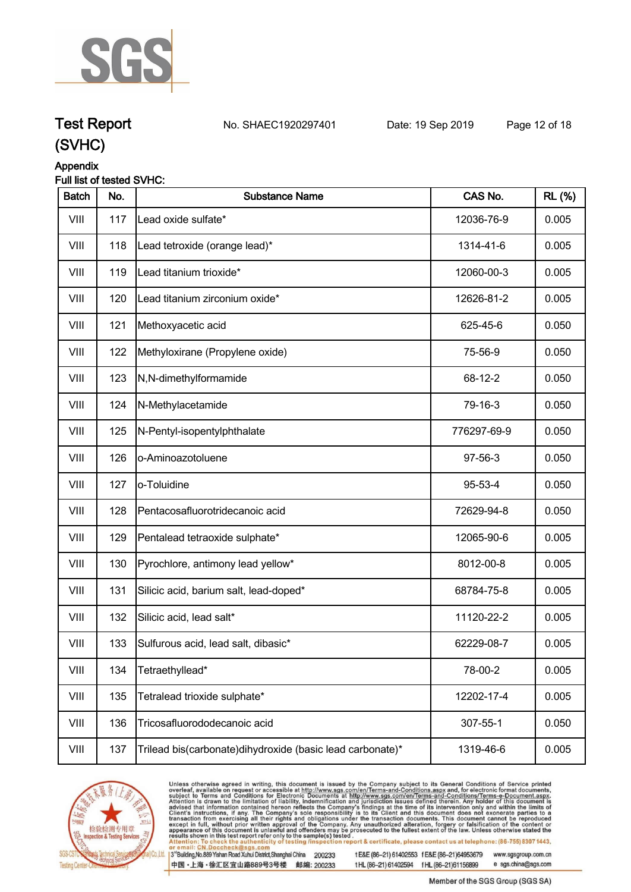Appendix

Full list of tested SVHC:

| Batch | No. | Substance Name | CAS No. | RL (%) |
|---|---|---|---|---|
| VIII | 117 | Lead oxide sulfate* | 12036-76-9 | 0.005 |
| VIII | 118 | Lead tetroxide (orange lead)* | 1314-41-6 | 0.005 |
| VIII | 119 | Lead titanium trioxide* | 12060-00-3 | 0.005 |
| VIII | 120 | Lead titanium zirconium oxide* | 12626-81-2 | 0.005 |
| VIII | 121 | Methoxyacetic acid | 625-45-6 | 0.050 |
| VIII | 122 | Methyloxirane (Propylene oxide) | 75-56-9 | 0.050 |
| VIII | 123 | N,N-dimethylformamide | 68-12-2 | 0.050 |
| VIII | 124 | N-Methylacetamide | 79-16-3 | 0.050 |
| VIII | 125 | N-Pentyl-isopentylphthalate | 776297-69-9 | 0.050 |
| VIII | 126 | o-Aminoazotoluene | 97-56-3 | 0.050 |
| VIII | 127 | o-Toluidine | 95-53-4 | 0.050 |
| VIII | 128 | Pentacosafluorotridecanoic acid | 72629-94-8 | 0.050 |
| VIII | 129 | Pentalead tetraoxide sulphate* | 12065-90-6 | 0.005 |
| VIII | 130 | Pyrochlore, antimony lead yellow* | 8012-00-8 | 0.005 |
| VIII | 131 | Silicic acid, barium salt, lead-doped* | 68784-75-8 | 0.005 |
| VIII | 132 | Silicic acid, lead salt* | 11120-22-2 | 0.005 |
| VIII | 133 | Sulfurous acid, lead salt, dibasic* | 62229-08-7 | 0.005 |
| VIII | 134 | Tetraethyllead* | 78-00-2 | 0.005 |
| VIII | 135 | Tetralead trioxide sulphate* | 12202-17-4 | 0.005 |
| VIII | 136 | Tricosafluorododecanoic acid | 307-55-1 | 0.050 |
| VIII | 137 | Trilead bis(carbonate)dihydroxide (basic lead carbonate)* | 1319-46-6 | 0.005 |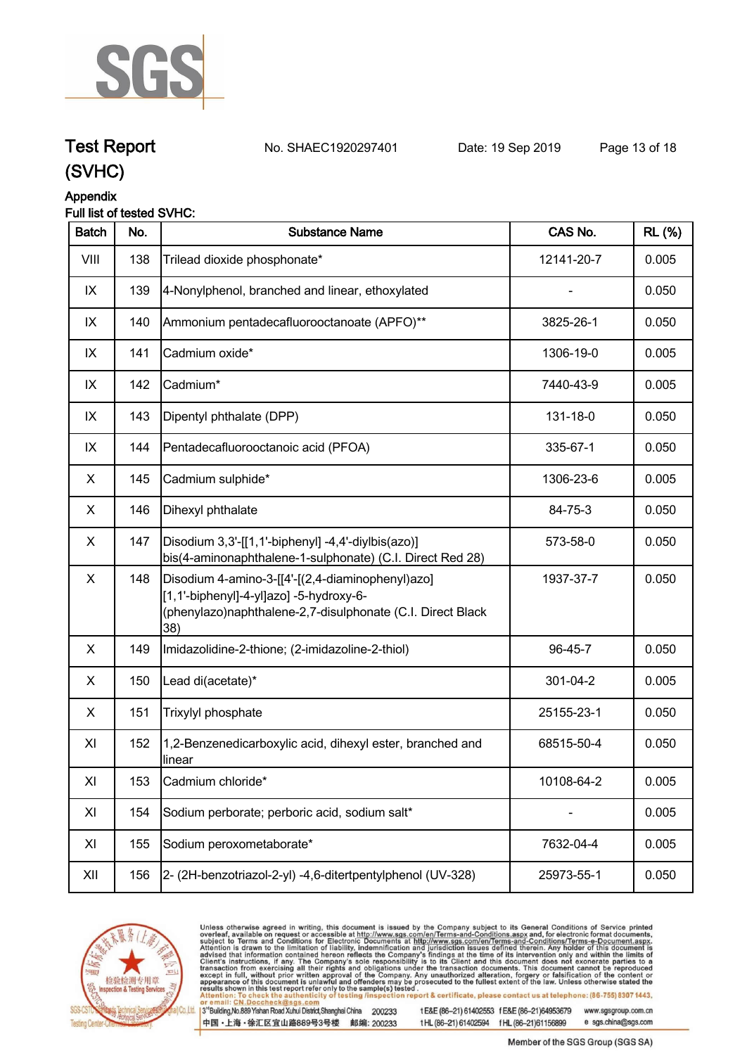# Test Report (SVHC)

No. SHAEC1920297401 Date: 19 Sep 2019

## Appendix

### Full list of tested SVHC:

| Batch | No. | Substance Name | CAS No. | RL (%) |
|---|---|---|---|---|
| VIII | 138 | Trilead dioxide phosphonate* | 12141-20-7 | 0.005 |
| IX | 139 | 4-Nonylphenol, branched and linear, ethoxylated | - | 0.050 |
| IX | 140 | Ammonium pentadecafluorooctanoate (APFO)** | 3825-26-1 | 0.050 |
| IX | 141 | Cadmium oxide* | 1306-19-0 | 0.005 |
| IX | 142 | Cadmium* | 7440-43-9 | 0.005 |
| IX | 143 | Dipentyl phthalate (DPP) | 131-18-0 | 0.050 |
| IX | 144 | Pentadecafluorooctanoic acid (PFOA) | 335-67-1 | 0.050 |
| X | 145 | Cadmium sulphide* | 1306-23-6 | 0.005 |
| X | 146 | Dihexyl phthalate | 84-75-3 | 0.050 |
| X | 147 | Disodium 3,3'-[[1,1'-biphenyl] -4,4'-diylbis(azo)] bis(4-aminonaphthalene-1-sulphonate) (C.I. Direct Red 28) | 573-58-0 | 0.050 |
| X | 148 | Disodium 4-amino-3-[[4'-[(2,4-diaminophenyl)azo] [1,1'-biphenyl]-4-yl]azo] -5-hydroxy-6-(phenylazo)naphthalene-2,7-disulphonate (C.I. Direct Black 38) | 1937-37-7 | 0.050 |
| X | 149 | Imidazolidine-2-thione; (2-imidazoline-2-thiol) | 96-45-7 | 0.050 |
| X | 150 | Lead di(acetate)* | 301-04-2 | 0.005 |
| X | 151 | Trixylyl phosphate | 25155-23-1 | 0.050 |
| XI | 152 | 1,2-Benzenedicarboxylic acid, dihexyl ester, branched and linear | 68515-50-4 | 0.050 |
| XI | 153 | Cadmium chloride* | 10108-64-2 | 0.005 |
| XI | 154 | Sodium perborate; perboric acid, sodium salt* | - | 0.005 |
| XI | 155 | Sodium peroxometaborate* | 7632-04-4 | 0.005 |
| XII | 156 | 2- (2H-benzotriazol-2-yl) -4,6-ditertpentylphenol (UV-328) | 25973-55-1 | 0.050 |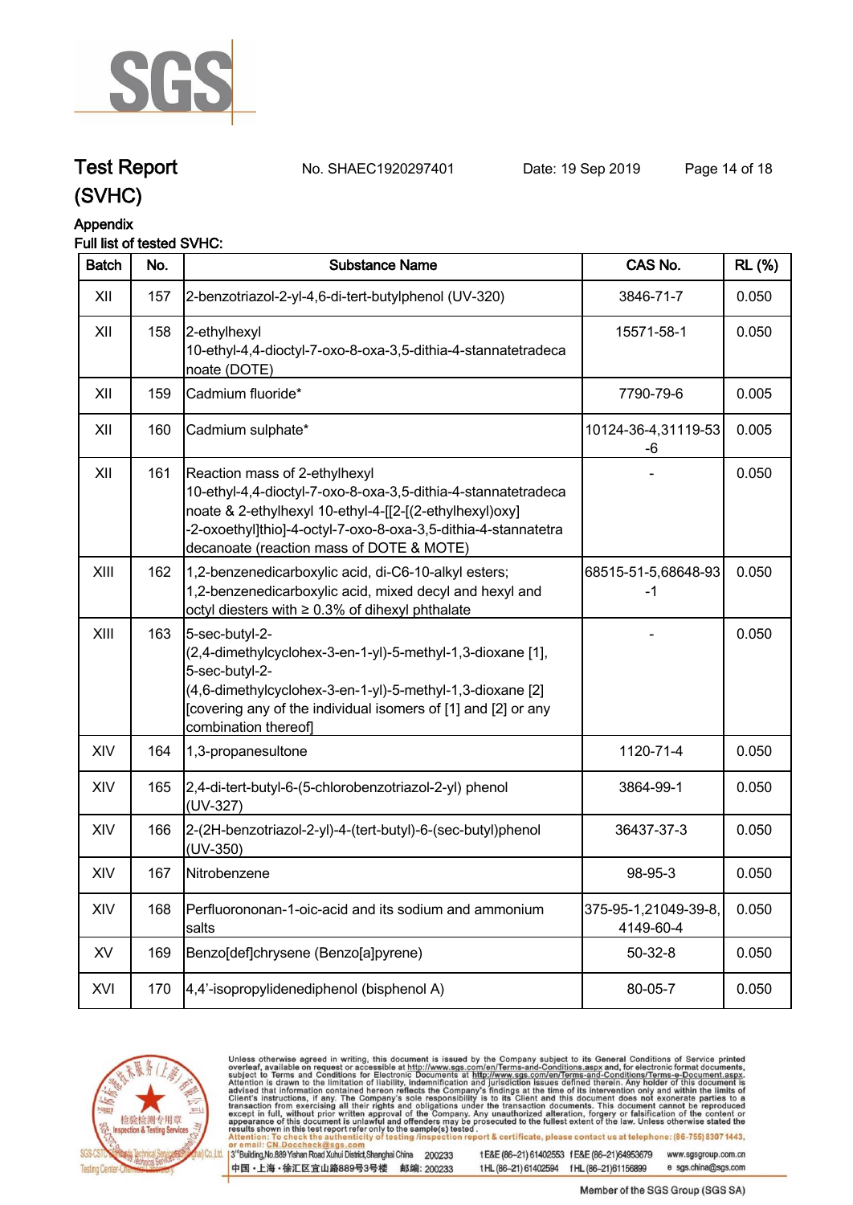# Test Report (SVHC)

No. SHAEC1920297401 Date: 19 Sep 2019

## Appendix

**Full list of tested SVHC:**

| Batch | No. | Substance Name | CAS No. | RL (%) |
|---|---|---|---|---|
| XII | 157 | 2-benzotriazol-2-yl-4,6-di-tert-butylphenol (UV-320) | 3846-71-7 | 0.050 |
| XII | 158 | 2-ethylhexyl 10-ethyl-4,4-dioctyl-7-oxo-8-oxa-3,5-dithia-4-stannatetradecanoate (DOTE) | 15571-58-1 | 0.050 |
| XII | 159 | Cadmium fluoride* | 7790-79-6 | 0.005 |
| XII | 160 | Cadmium sulphate* | 10124-36-4,31119-53-6 | 0.005 |
| XII | 161 | Reaction mass of 2-ethylhexyl 10-ethyl-4,4-dioctyl-7-oxo-8-oxa-3,5-dithia-4-stannatetradecanoate & 2-ethylhexyl 10-ethyl-4-[[2-[(2-ethylhexyl)oxy]-2-oxoethyl]thio]-4-octyl-7-oxo-8-oxa-3,5-dithia-4-stannatetradecanoate (reaction mass of DOTE & MOTE) | - | 0.050 |
| XIII | 162 | 1,2-benzenedicarboxylic acid, di-C6-10-alkyl esters; 1,2-benzenedicarboxylic acid, mixed decyl and hexyl and octyl diesters with ≥ 0.3% of dihexyl phthalate | 68515-51-5,68648-93-1 | 0.050 |
| XIII | 163 | 5-sec-butyl-2-(2,4-dimethylcyclohex-3-en-1-yl)-5-methyl-1,3-dioxane [1], 5-sec-butyl-2-(4,6-dimethylcyclohex-3-en-1-yl)-5-methyl-1,3-dioxane [2] [covering any of the individual isomers of [1] and [2] or any combination thereof] | - | 0.050 |
| XIV | 164 | 1,3-propanesultone | 1120-71-4 | 0.050 |
| XIV | 165 | 2,4-di-tert-butyl-6-(5-chlorobenzotriazol-2-yl) phenol (UV-327) | 3864-99-1 | 0.050 |
| XIV | 166 | 2-(2H-benzotriazol-2-yl)-4-(tert-butyl)-6-(sec-butyl)phenol (UV-350) | 36437-37-3 | 0.050 |
| XIV | 167 | Nitrobenzene | 98-95-3 | 0.050 |
| XIV | 168 | Perfluorononan-1-oic-acid and its sodium and ammonium salts | 375-95-1,21049-39-8,4149-60-4 | 0.050 |
| XV | 169 | Benzo[def]chrysene (Benzo[a]pyrene) | 50-32-8 | 0.050 |
| XVI | 170 | 4,4'-isopropylidenediphenol (bisphenol A) | 80-05-7 | 0.050 |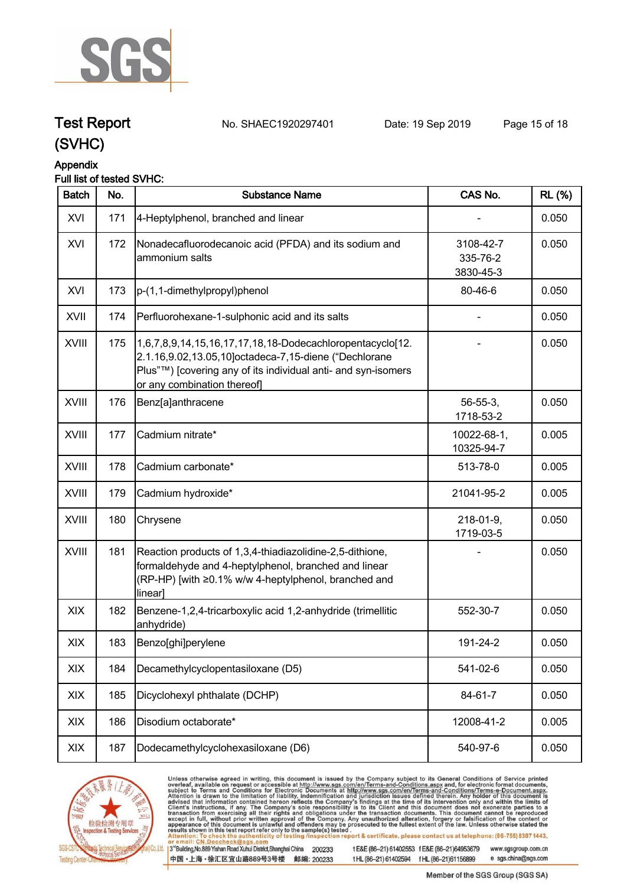# Test Report (SVHC)

No. SHAEC1920297401　　Date: 19 Sep 2019

## Appendix

Full list of tested SVHC:

| Batch | No. | Substance Name | CAS No. | RL (%) |
|---|---|---|---|---|
| XVI | 171 | 4-Heptylphenol, branched and linear | - | 0.050 |
| XVI | 172 | Nonadecafluorodecanoic acid (PFDA) and its sodium and ammonium salts | 3108-42-7<br>335-76-2<br>3830-45-3 | 0.050 |
| XVI | 173 | p-(1,1-dimethylpropyl)phenol | 80-46-6 | 0.050 |
| XVII | 174 | Perfluorohexane-1-sulphonic acid and its salts | - | 0.050 |
| XVIII | 175 | 1,6,7,8,9,14,15,16,17,17,18,18-Dodecachloropentacyclo[12.2.1.16,9.02,13.05,10]octadeca-7,15-diene (“Dechlorane Plus”™) [covering any of its individual anti- and syn-isomers or any combination thereof] | - | 0.050 |
| XVIII | 176 | Benz[a]anthracene | 56-55-3,<br>1718-53-2 | 0.050 |
| XVIII | 177 | Cadmium nitrate* | 10022-68-1,<br>10325-94-7 | 0.005 |
| XVIII | 178 | Cadmium carbonate* | 513-78-0 | 0.005 |
| XVIII | 179 | Cadmium hydroxide* | 21041-95-2 | 0.005 |
| XVIII | 180 | Chrysene | 218-01-9,<br>1719-03-5 | 0.050 |
| XVIII | 181 | Reaction products of 1,3,4-thiadiazolidine-2,5-dithione, formaldehyde and 4-heptylphenol, branched and linear (RP-HP) [with ≥0.1% w/w 4-heptylphenol, branched and linear] | - | 0.050 |
| XIX | 182 | Benzene-1,2,4-tricarboxylic acid 1,2-anhydride (trimellitic anhydride) | 552-30-7 | 0.050 |
| XIX | 183 | Benzo[ghi]perylene | 191-24-2 | 0.050 |
| XIX | 184 | Decamethylcyclopentasiloxane (D5) | 541-02-6 | 0.050 |
| XIX | 185 | Dicyclohexyl phthalate (DCHP) | 84-61-7 | 0.050 |
| XIX | 186 | Disodium octaborate* | 12008-41-2 | 0.005 |
| XIX | 187 | Dodecamethylcyclohexasiloxane (D6) | 540-97-6 | 0.050 |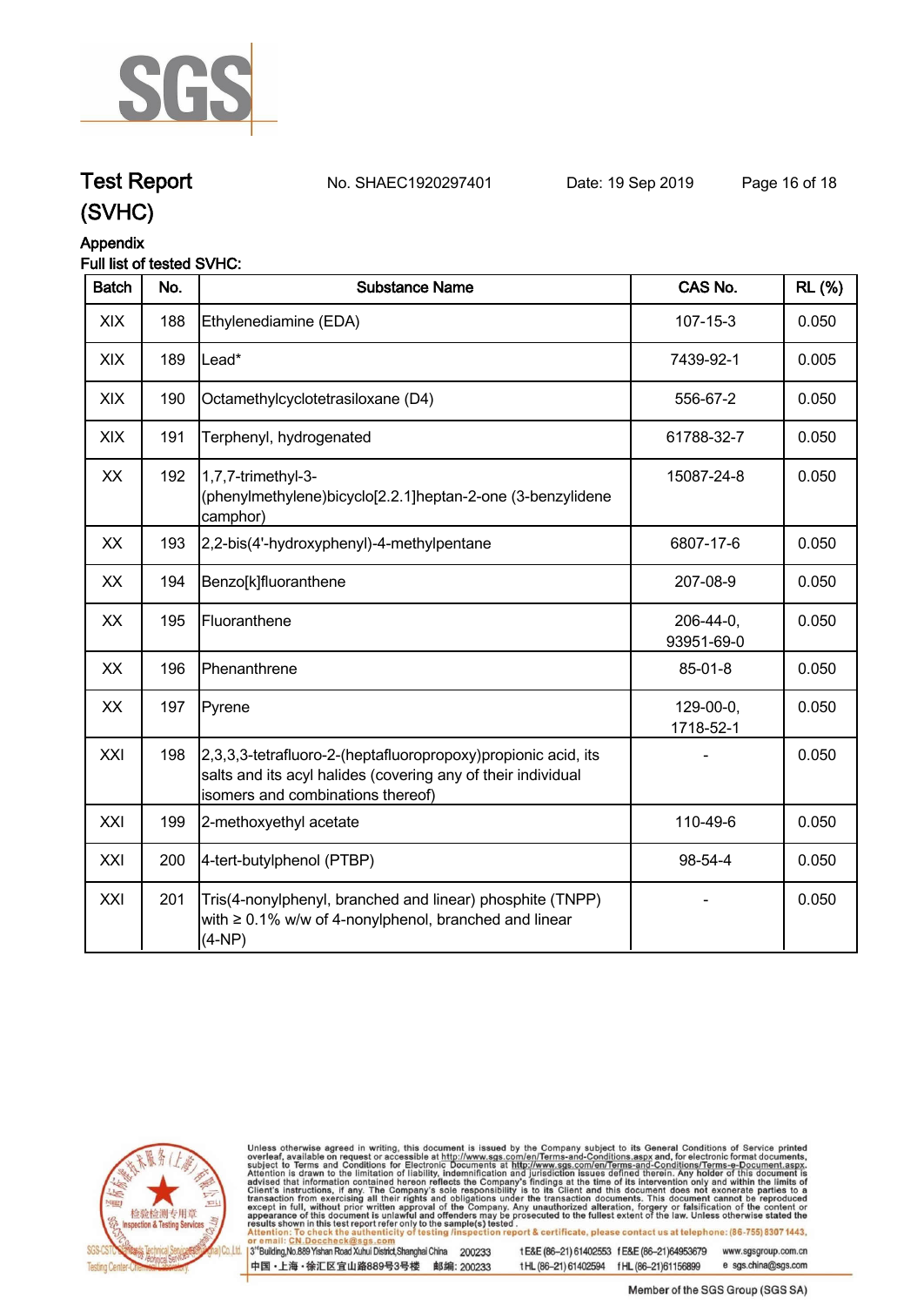# Test Report (SVHC)

No. SHAEC1920297401 Date: 19 Sep 2019

## Appendix

Full list of tested SVHC:

| Batch | No. | Substance Name | CAS No. | RL (%) |
|---|---|---|---|---|
| XIX | 188 | Ethylenediamine (EDA) | 107-15-3 | 0.050 |
| XIX | 189 | Lead* | 7439-92-1 | 0.005 |
| XIX | 190 | Octamethylcyclotetrasiloxane (D4) | 556-67-2 | 0.050 |
| XIX | 191 | Terphenyl, hydrogenated | 61788-32-7 | 0.050 |
| XX | 192 | 1,7,7-trimethyl-3-(phenylmethylene)bicyclo[2.2.1]heptan-2-one (3-benzylidene camphor) | 15087-24-8 | 0.050 |
| XX | 193 | 2,2-bis(4'-hydroxyphenyl)-4-methylpentane | 6807-17-6 | 0.050 |
| XX | 194 | Benzo[k]fluoranthene | 207-08-9 | 0.050 |
| XX | 195 | Fluoranthene | 206-44-0, 93951-69-0 | 0.050 |
| XX | 196 | Phenanthrene | 85-01-8 | 0.050 |
| XX | 197 | Pyrene | 129-00-0, 1718-52-1 | 0.050 |
| XXI | 198 | 2,3,3,3-tetrafluoro-2-(heptafluoropropoxy)propionic acid, its salts and its acyl halides (covering any of their individual isomers and combinations thereof) | - | 0.050 |
| XXI | 199 | 2-methoxyethyl acetate | 110-49-6 | 0.050 |
| XXI | 200 | 4-tert-butylphenol (PTBP) | 98-54-4 | 0.050 |
| XXI | 201 | Tris(4-nonylphenyl, branched and linear) phosphite (TNPP) with ≥ 0.1% w/w of 4-nonylphenol, branched and linear (4-NP) | - | 0.050 |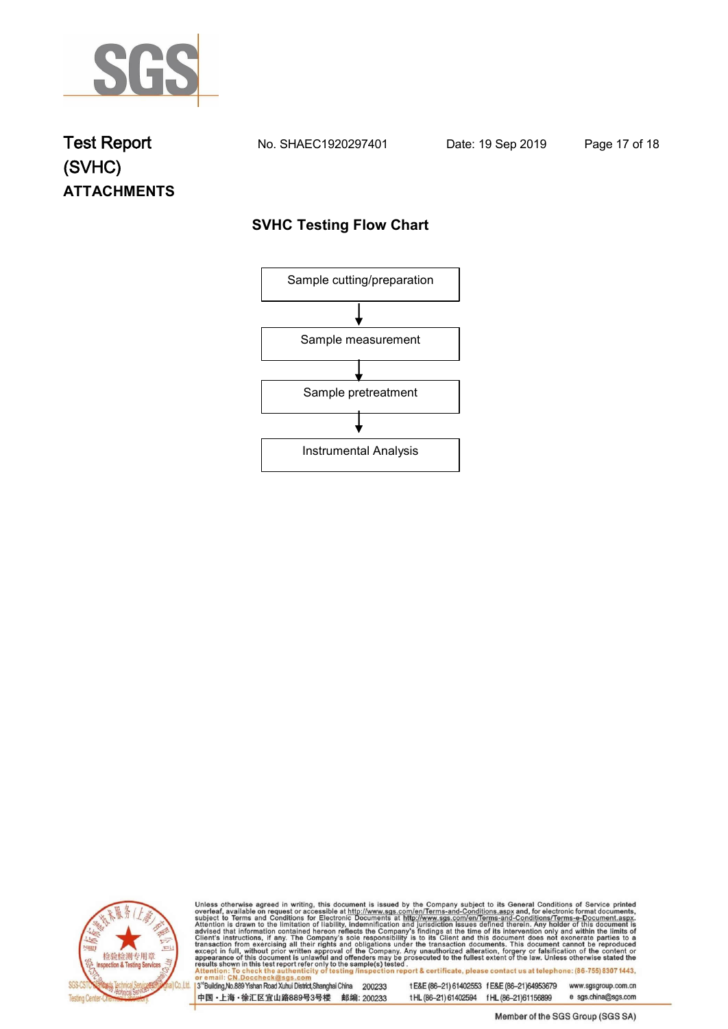# Test Report (SVHC)

No. SHAEC1920297401　　Date: 19 Sep 2019

## ATTACHMENTS

### SVHC Testing Flow Chart

Sample cutting/preparation

↓

Sample measurement

↓

Sample pretreatment

↓

Instrumental Analysis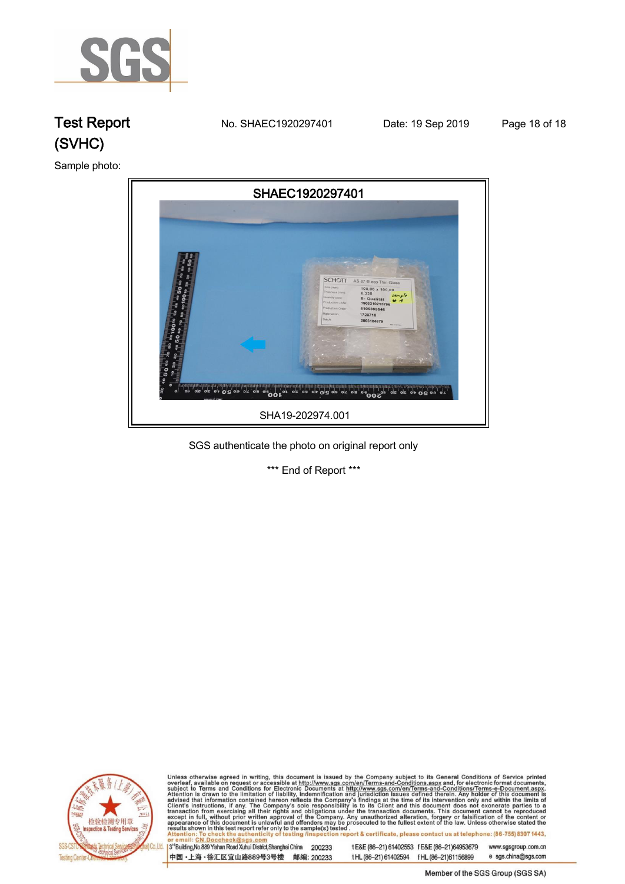# Test Report (SVHC)

No. SHAEC1920297401 Date: 19 Sep 2019

Sample photo:

SHAEC1920297401

SHA19-202974.001

SGS authenticate the photo on original report only

*** End of Report ***

Unless otherwise agreed in writing, this document is issued by the Company subject to its General Conditions of Service printed overleaf, available on request or accessible at http://www.sgs.com/en/Terms-and-Conditions.aspx and, for electronic format documents, subject to Terms and Conditions for Electronic Documents at http://www.sgs.com/en/Terms-and-Conditions/Terms-e-Document.aspx. Attention is drawn to the limitation of liability, indemnification and jurisdiction issues defined therein. Any holder of this document is advised that information contained hereon reflects the Company's findings at the time of its intervention only and within the limits of Client's instructions, if any. The Company's sole responsibility is to its Client and this document does not exonerate parties to a transaction from exercising all their rights and obligations under the transaction documents. This document cannot be reproduced except in full, without prior written approval of the Company. Any unauthorized alteration, forgery or falsification of the content or appearance of this document is unlawful and offenders may be prosecuted to the fullest extent of the law. Unless otherwise stated the results shown in this test report refer only to the sample(s) tested.
Attention: To check the authenticity of testing /inspection report & certificate, please contact us at telephone: (86-755) 8307 1443, or email: CN.Doccheck@sgs.com

3rdBuilding,No.889 Yishan Road Xuhui District,Shanghai China 200233 t E&E (86–21) 61402553 f E&E (86–21)64953679 www.sgsgroup.com.cn
中国・上海・徐汇区宜山路889号3号楼 邮编: 200233 t HL (86–21) 61402594 f HL (86–21)61156899 e sgs.china@sgs.com

Member of the SGS Group (SGS SA)